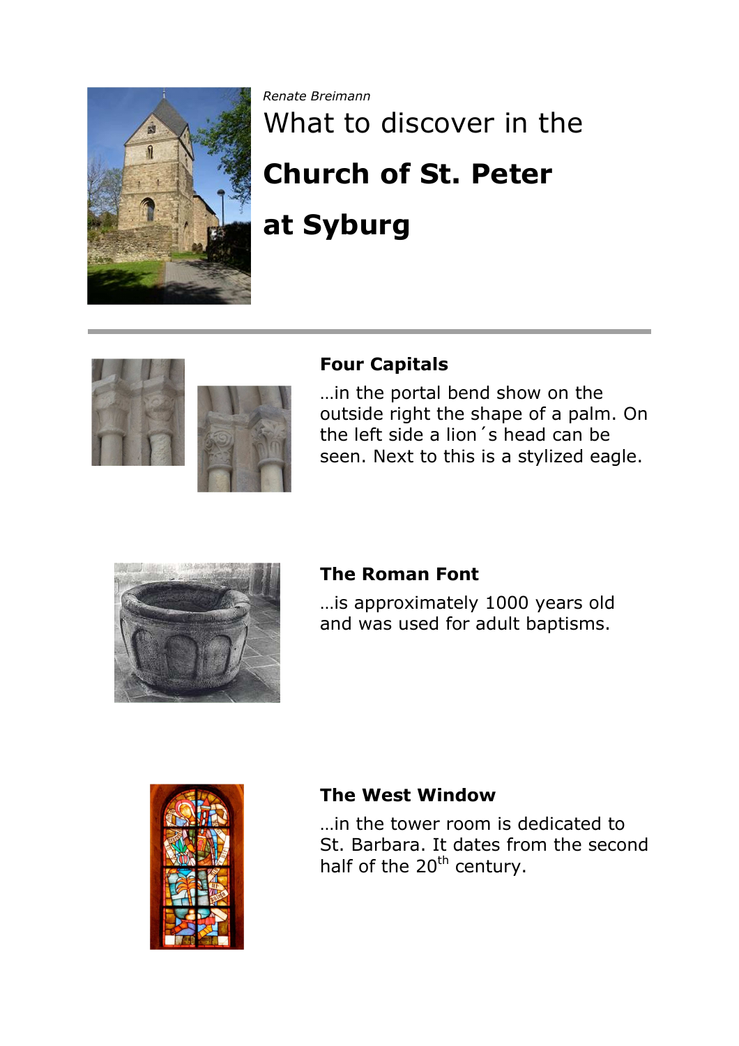*Renate Breimann*

# What to discover in the **Church of St. Peter at Syburg**

### Four Capitals

…in the portal bend show on the outside right the shape of a palm. On the left side a lion´s head can be seen. Next to this is a stylized eagle.

### The Roman Font

…is approximately 1000 years old and was used for adult baptisms.

### The West Window

…in the tower room is dedicated to St. Barbara. It dates from the second half of the 20th century.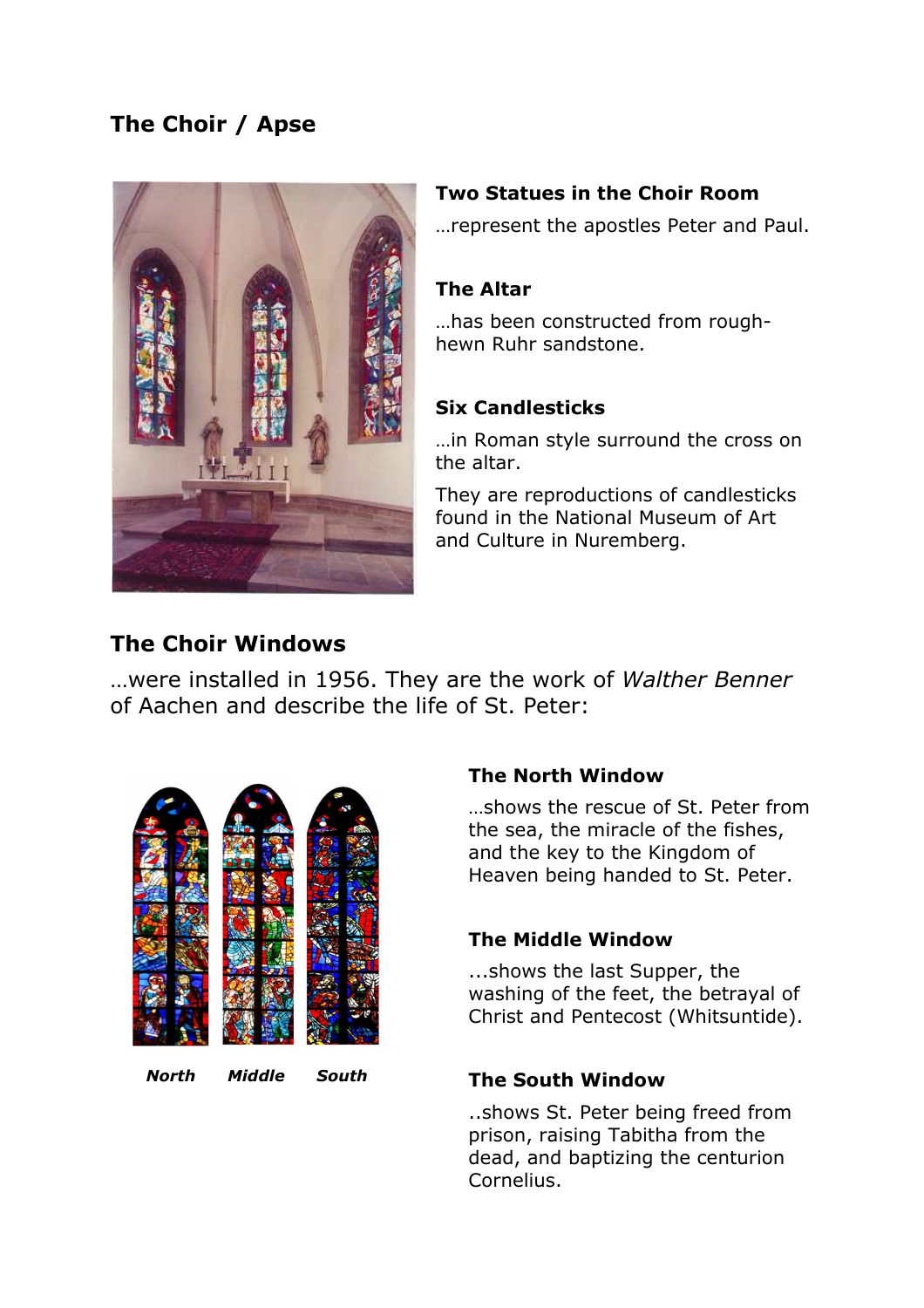## The Choir / Apse

### Two Statues in the Choir Room

…represent the apostles Peter and Paul.

### The Altar

…has been constructed from rough-hewn Ruhr sandstone.

### Six Candlesticks

…in Roman style surround the cross on the altar.

They are reproductions of candlesticks found in the National Museum of Art and Culture in Nuremberg.

## The Choir Windows

…were installed in 1956. They are the work of *Walther Benner* of Aachen and describe the life of St. Peter:

***North*** ***Middle*** ***South***

### The North Window

…shows the rescue of St. Peter from the sea, the miracle of the fishes, and the key to the Kingdom of Heaven being handed to St. Peter.

### The Middle Window

...shows the last Supper, the washing of the feet, the betrayal of Christ and Pentecost (Whitsuntide).

### The South Window

..shows St. Peter being freed from prison, raising Tabitha from the dead, and baptizing the centurion Cornelius.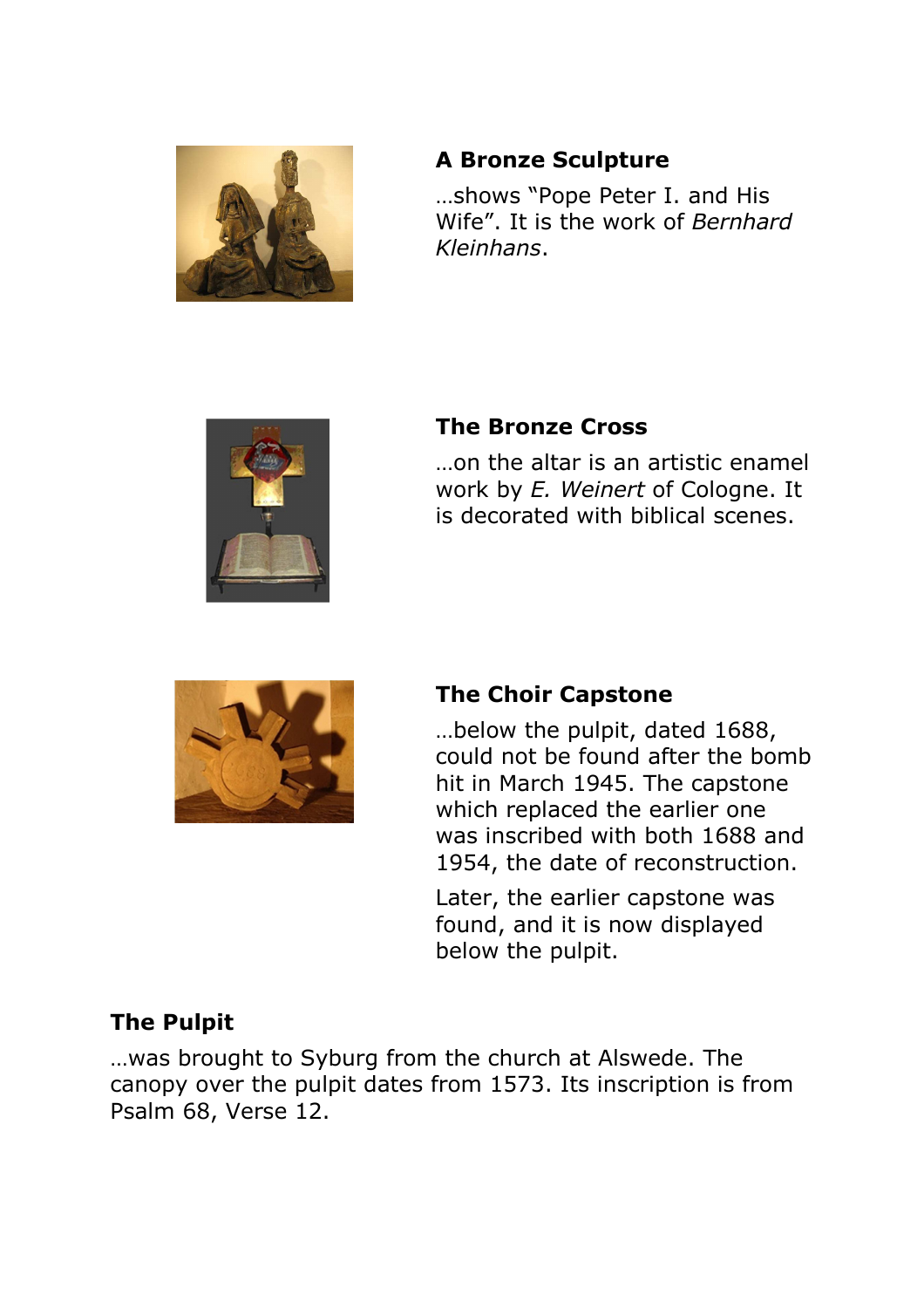### A Bronze Sculpture

…shows “Pope Peter I. and His Wife”. It is the work of *Bernhard Kleinhans*.

### The Bronze Cross

…on the altar is an artistic enamel work by *E. Weinert* of Cologne. It is decorated with biblical scenes.

### The Choir Capstone

…below the pulpit, dated 1688, could not be found after the bomb hit in March 1945. The capstone which replaced the earlier one was inscribed with both 1688 and 1954, the date of reconstruction.

Later, the earlier capstone was found, and it is now displayed below the pulpit.

### The Pulpit

…was brought to Syburg from the church at Alswede. The canopy over the pulpit dates from 1573. Its inscription is from Psalm 68, Verse 12.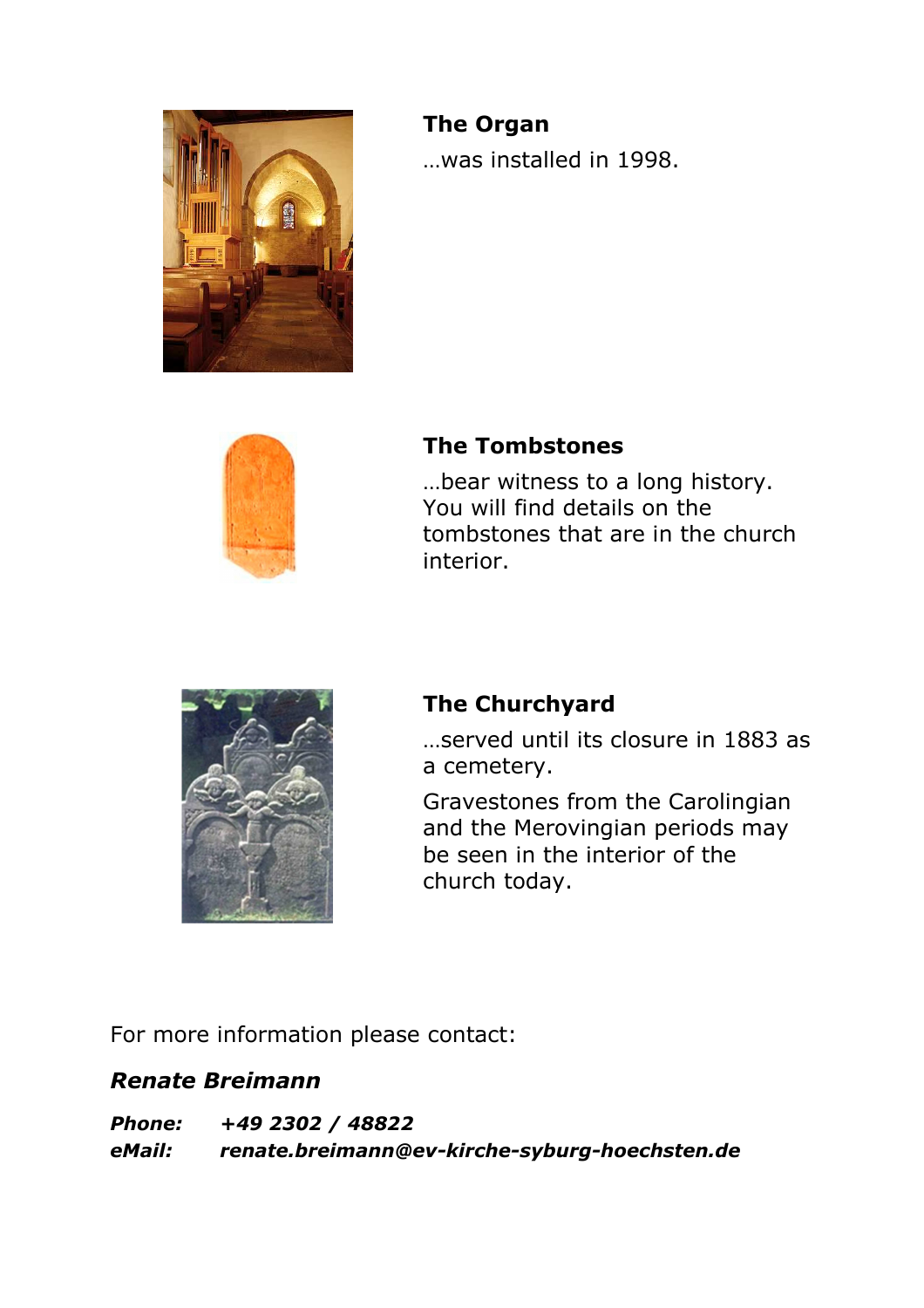## The Organ

…was installed in 1998.

## The Tombstones

…bear witness to a long history. You will find details on the tombstones that are in the church interior.

## The Churchyard

…served until its closure in 1883 as a cemetery.

Gravestones from the Carolingian and the Merovingian periods may be seen in the interior of the church today.

For more information please contact:

***Renate Breimann***

***Phone:*** ***+49 2302 / 48822***
***eMail:*** ***renate.breimann@ev-kirche-syburg-hoechsten.de***